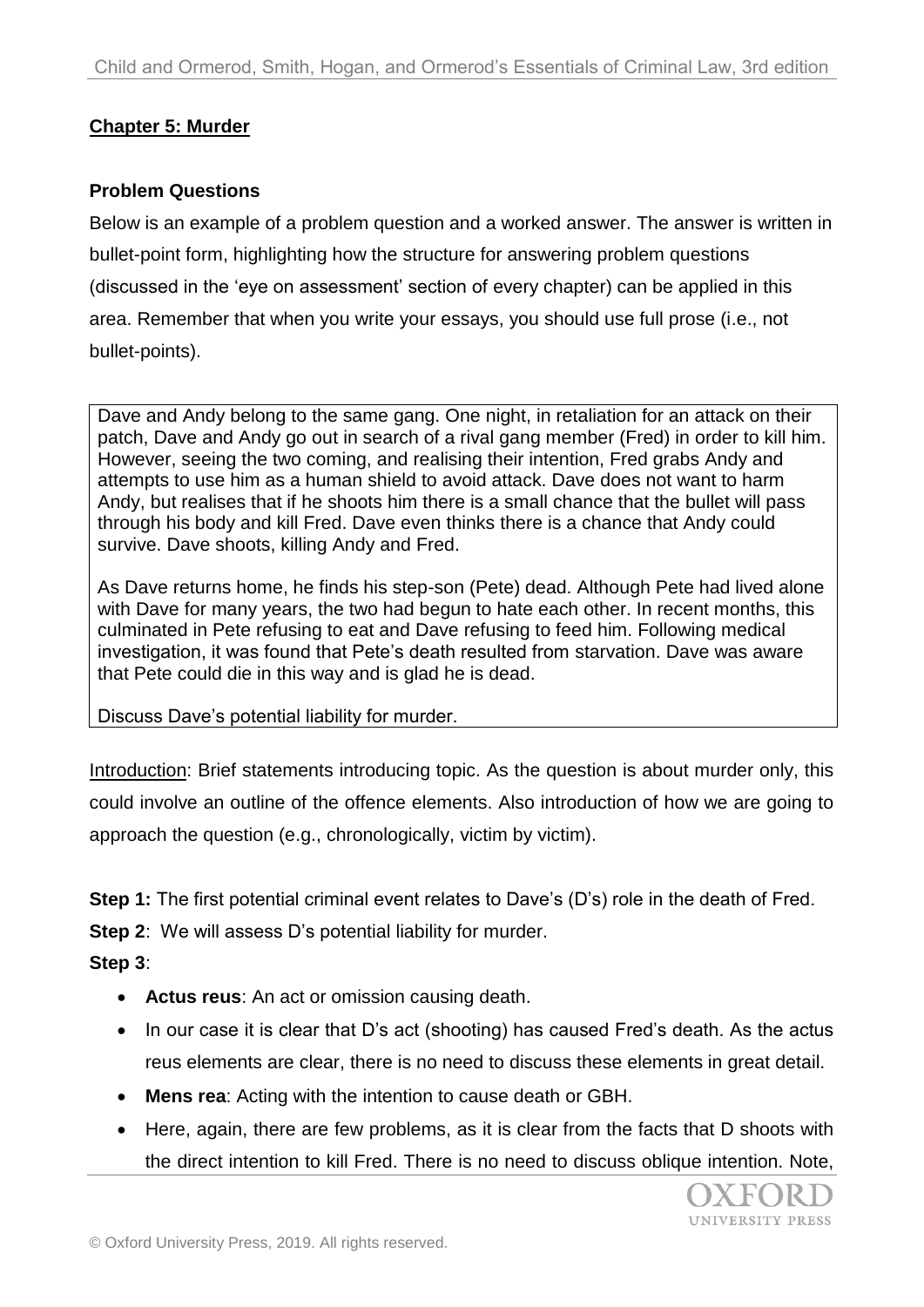**Chapter 5: Murder**

**Problem Questions**

Below is an example of a problem question and a worked answer. The answer is written in bullet-point form, highlighting how the structure for answering problem questions (discussed in the 'eye on assessment' section of every chapter) can be applied in this area. Remember that when you write your essays, you should use full prose (i.e., not bullet-points).

> Dave and Andy belong to the same gang. One night, in retaliation for an attack on their patch, Dave and Andy go out in search of a rival gang member (Fred) in order to kill him. However, seeing the two coming, and realising their intention, Fred grabs Andy and attempts to use him as a human shield to avoid attack. Dave does not want to harm Andy, but realises that if he shoots him there is a small chance that the bullet will pass through his body and kill Fred. Dave even thinks there is a chance that Andy could survive. Dave shoots, killing Andy and Fred.
>
> As Dave returns home, he finds his step-son (Pete) dead. Although Pete had lived alone with Dave for many years, the two had begun to hate each other. In recent months, this culminated in Pete refusing to eat and Dave refusing to feed him. Following medical investigation, it was found that Pete's death resulted from starvation. Dave was aware that Pete could die in this way and is glad he is dead.
>
> Discuss Dave's potential liability for murder.

Introduction: Brief statements introducing topic. As the question is about murder only, this could involve an outline of the offence elements. Also introduction of how we are going to approach the question (e.g., chronologically, victim by victim).

**Step 1:** The first potential criminal event relates to Dave's (D's) role in the death of Fred.

**Step 2**: We will assess D's potential liability for murder.

**Step 3**:

- **Actus reus**: An act or omission causing death.
- In our case it is clear that D's act (shooting) has caused Fred's death. As the actus reus elements are clear, there is no need to discuss these elements in great detail.
- **Mens rea**: Acting with the intention to cause death or GBH.
- Here, again, there are few problems, as it is clear from the facts that D shoots with the direct intention to kill Fred. There is no need to discuss oblique intention. Note,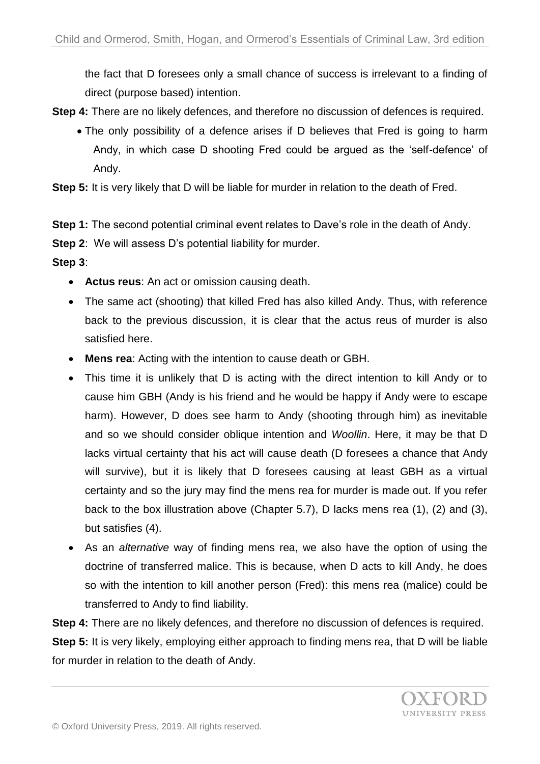the fact that D foresees only a small chance of success is irrelevant to a finding of direct (purpose based) intention.

**Step 4:** There are no likely defences, and therefore no discussion of defences is required.

- The only possibility of a defence arises if D believes that Fred is going to harm Andy, in which case D shooting Fred could be argued as the 'self-defence' of Andy.

**Step 5:** It is very likely that D will be liable for murder in relation to the death of Fred.

**Step 1:** The second potential criminal event relates to Dave's role in the death of Andy.

**Step 2**: We will assess D's potential liability for murder.

**Step 3**:

- **Actus reus**: An act or omission causing death.
- The same act (shooting) that killed Fred has also killed Andy. Thus, with reference back to the previous discussion, it is clear that the actus reus of murder is also satisfied here.
- **Mens rea**: Acting with the intention to cause death or GBH.
- This time it is unlikely that D is acting with the direct intention to kill Andy or to cause him GBH (Andy is his friend and he would be happy if Andy were to escape harm). However, D does see harm to Andy (shooting through him) as inevitable and so we should consider oblique intention and *Woollin*. Here, it may be that D lacks virtual certainty that his act will cause death (D foresees a chance that Andy will survive), but it is likely that D foresees causing at least GBH as a virtual certainty and so the jury may find the mens rea for murder is made out. If you refer back to the box illustration above (Chapter 5.7), D lacks mens rea (1), (2) and (3), but satisfies (4).
- As an *alternative* way of finding mens rea, we also have the option of using the doctrine of transferred malice. This is because, when D acts to kill Andy, he does so with the intention to kill another person (Fred): this mens rea (malice) could be transferred to Andy to find liability.

**Step 4:** There are no likely defences, and therefore no discussion of defences is required.

**Step 5:** It is very likely, employing either approach to finding mens rea, that D will be liable for murder in relation to the death of Andy.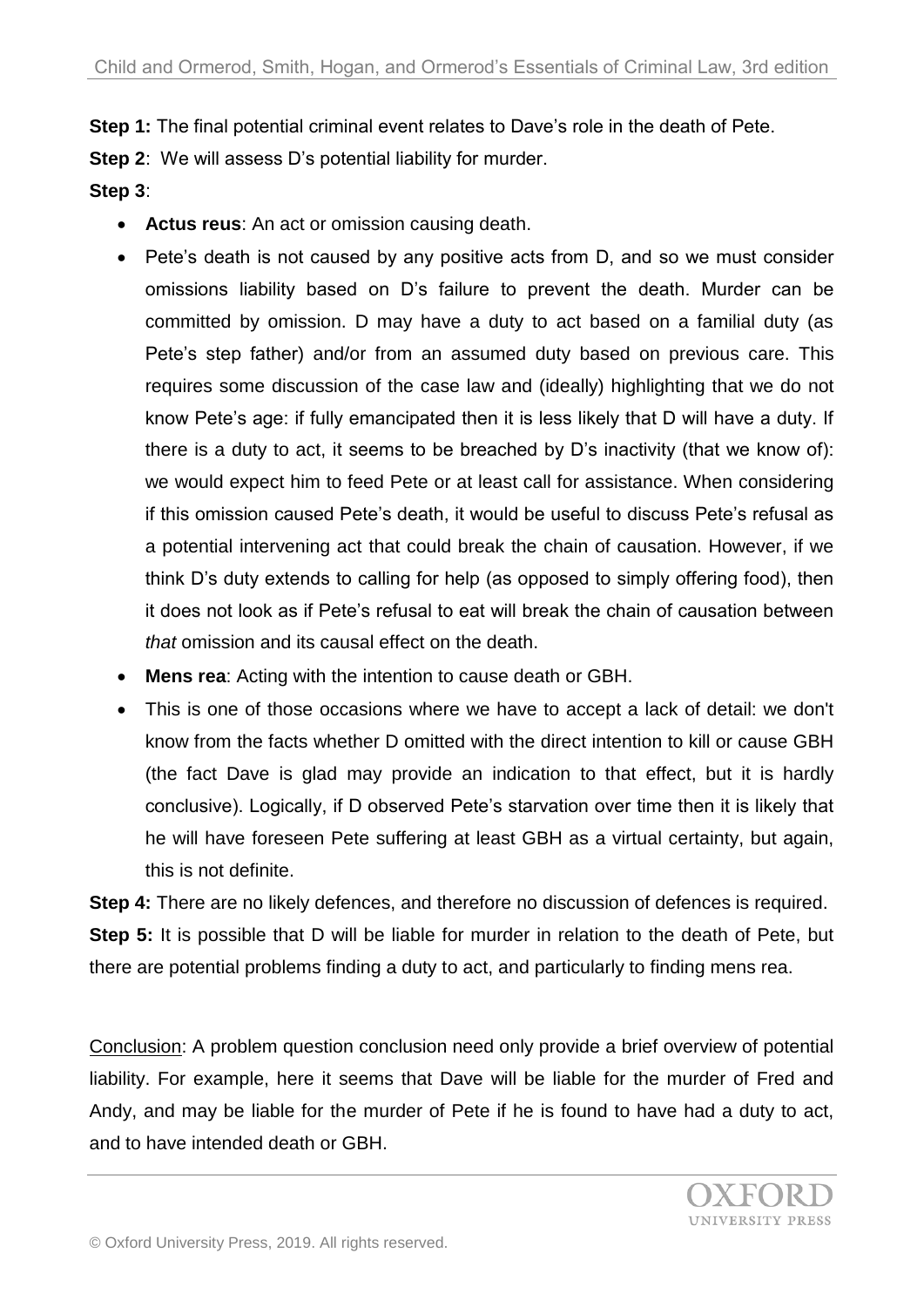**Step 1:** The final potential criminal event relates to Dave's role in the death of Pete.

**Step 2**: We will assess D's potential liability for murder.

**Step 3**:

- **Actus reus**: An act or omission causing death.
- Pete's death is not caused by any positive acts from D, and so we must consider omissions liability based on D's failure to prevent the death. Murder can be committed by omission. D may have a duty to act based on a familial duty (as Pete's step father) and/or from an assumed duty based on previous care. This requires some discussion of the case law and (ideally) highlighting that we do not know Pete's age: if fully emancipated then it is less likely that D will have a duty. If there is a duty to act, it seems to be breached by D's inactivity (that we know of): we would expect him to feed Pete or at least call for assistance. When considering if this omission caused Pete's death, it would be useful to discuss Pete's refusal as a potential intervening act that could break the chain of causation. However, if we think D's duty extends to calling for help (as opposed to simply offering food), then it does not look as if Pete's refusal to eat will break the chain of causation between *that* omission and its causal effect on the death.
- **Mens rea**: Acting with the intention to cause death or GBH.
- This is one of those occasions where we have to accept a lack of detail: we don't know from the facts whether D omitted with the direct intention to kill or cause GBH (the fact Dave is glad may provide an indication to that effect, but it is hardly conclusive). Logically, if D observed Pete's starvation over time then it is likely that he will have foreseen Pete suffering at least GBH as a virtual certainty, but again, this is not definite.

**Step 4:** There are no likely defences, and therefore no discussion of defences is required.

**Step 5:** It is possible that D will be liable for murder in relation to the death of Pete, but there are potential problems finding a duty to act, and particularly to finding mens rea.

<u>Conclusion</u>: A problem question conclusion need only provide a brief overview of potential liability. For example, here it seems that Dave will be liable for the murder of Fred and Andy, and may be liable for the murder of Pete if he is found to have had a duty to act, and to have intended death or GBH.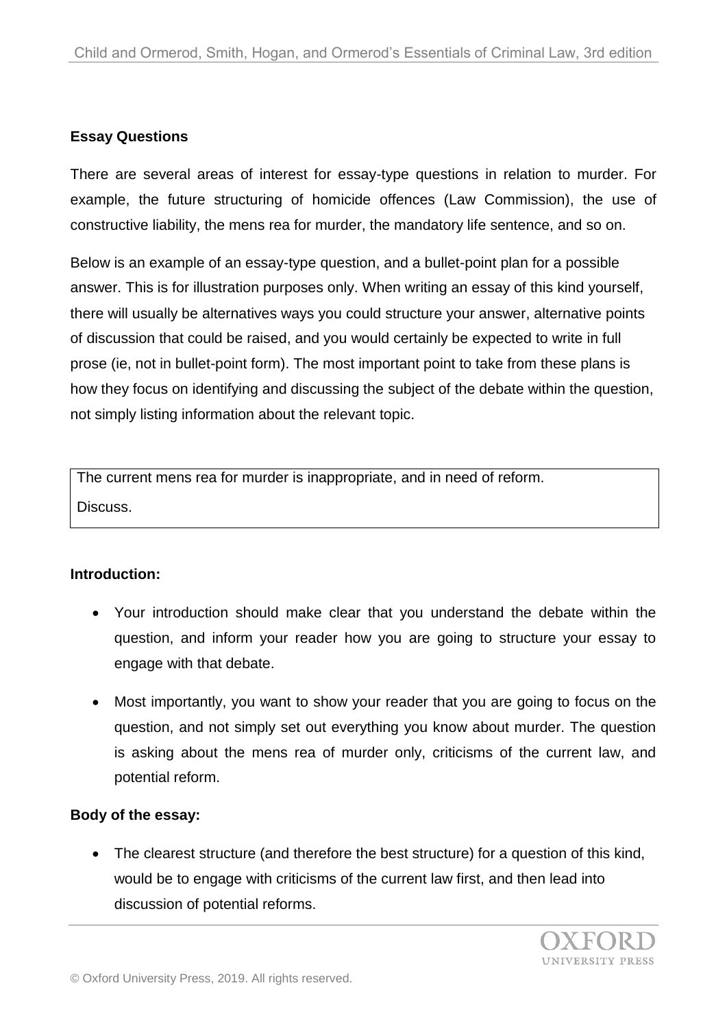## Essay Questions

There are several areas of interest for essay-type questions in relation to murder. For example, the future structuring of homicide offences (Law Commission), the use of constructive liability, the mens rea for murder, the mandatory life sentence, and so on.

Below is an example of an essay-type question, and a bullet-point plan for a possible answer. This is for illustration purposes only. When writing an essay of this kind yourself, there will usually be alternatives ways you could structure your answer, alternative points of discussion that could be raised, and you would certainly be expected to write in full prose (ie, not in bullet-point form). The most important point to take from these plans is how they focus on identifying and discussing the subject of the debate within the question, not simply listing information about the relevant topic.

| The current mens rea for murder is inappropriate, and in need of reform. Discuss. |
|---|

**Introduction:**

- Your introduction should make clear that you understand the debate within the question, and inform your reader how you are going to structure your essay to engage with that debate.
- Most importantly, you want to show your reader that you are going to focus on the question, and not simply set out everything you know about murder. The question is asking about the mens rea of murder only, criticisms of the current law, and potential reform.

**Body of the essay:**

- The clearest structure (and therefore the best structure) for a question of this kind, would be to engage with criticisms of the current law first, and then lead into discussion of potential reforms.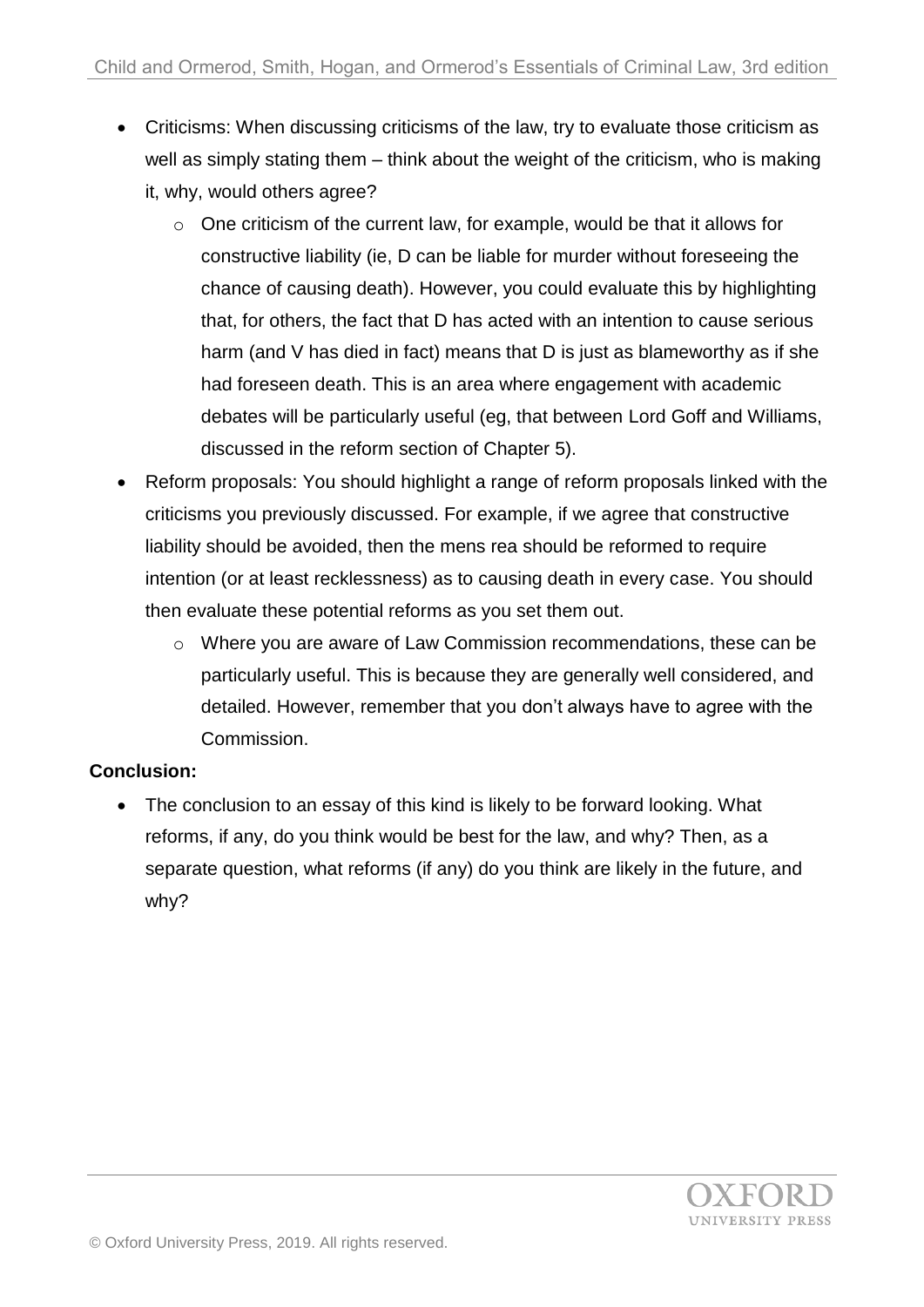- Criticisms: When discussing criticisms of the law, try to evaluate those criticism as well as simply stating them – think about the weight of the criticism, who is making it, why, would others agree?
  - One criticism of the current law, for example, would be that it allows for constructive liability (ie, D can be liable for murder without foreseeing the chance of causing death). However, you could evaluate this by highlighting that, for others, the fact that D has acted with an intention to cause serious harm (and V has died in fact) means that D is just as blameworthy as if she had foreseen death. This is an area where engagement with academic debates will be particularly useful (eg, that between Lord Goff and Williams, discussed in the reform section of Chapter 5).
- Reform proposals: You should highlight a range of reform proposals linked with the criticisms you previously discussed. For example, if we agree that constructive liability should be avoided, then the mens rea should be reformed to require intention (or at least recklessness) as to causing death in every case. You should then evaluate these potential reforms as you set them out.
  - Where you are aware of Law Commission recommendations, these can be particularly useful. This is because they are generally well considered, and detailed. However, remember that you don't always have to agree with the Commission.

**Conclusion:**

- The conclusion to an essay of this kind is likely to be forward looking. What reforms, if any, do you think would be best for the law, and why? Then, as a separate question, what reforms (if any) do you think are likely in the future, and why?